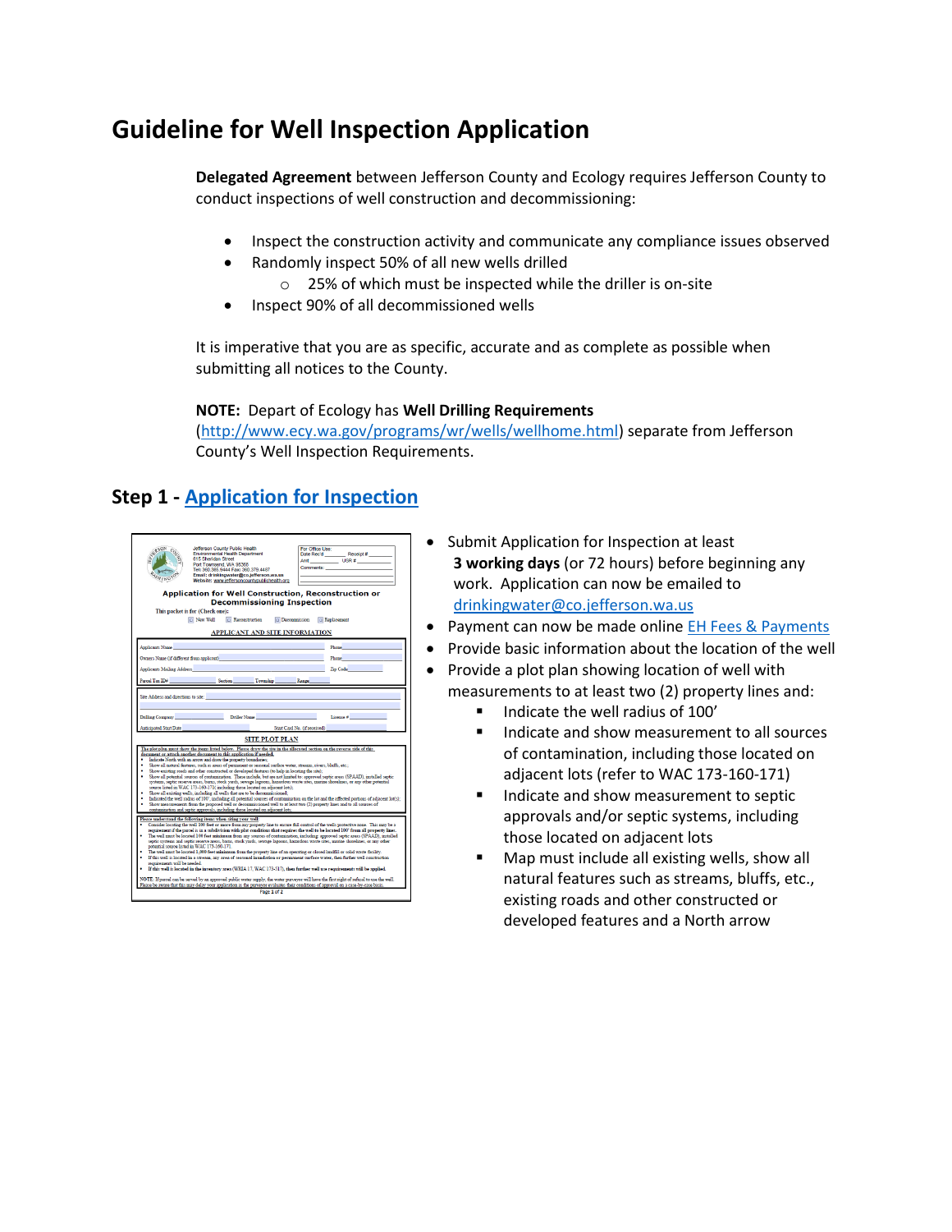# Guideline for Well Inspection Application

**Delegated Agreement** between Jefferson County and Ecology requires Jefferson County to conduct inspections of well construction and decommissioning:

- Inspect the construction activity and communicate any compliance issues observed
- Randomly inspect 50% of all new wells drilled
  - 25% of which must be inspected while the driller is on-site
- Inspect 90% of all decommissioned wells

It is imperative that you are specific, accurate and as complete as possible when submitting all notices to the County.

**NOTE:** Depart of Ecology has **Well Drilling Requirements** (http://www.ecy.wa.gov/programs/wr/wells/wellhome.html) separate from Jefferson County's Well Inspection Requirements.

## Step 1 - Application for Inspection

- Submit Application for Inspection at least **3 working days** (or 72 hours) before beginning any work. Application can now be emailed to drinkingwater@co.jefferson.wa.us
- Payment can now be made online EH Fees & Payments
- Provide basic information about the location of the well
- Provide a plot plan showing location of well with measurements to at least two (2) property lines and:
  - Indicate the well radius of 100'
  - Indicate and show measurement to all sources of contamination, including those located on adjacent lots (refer to WAC 173-160-171)
  - Indicate and show measurement to septic approvals and/or septic systems, including those located on adjacent lots
  - Map must include all existing wells, show all natural features such as streams, bluffs, etc., existing roads and other constructed or developed features and a North arrow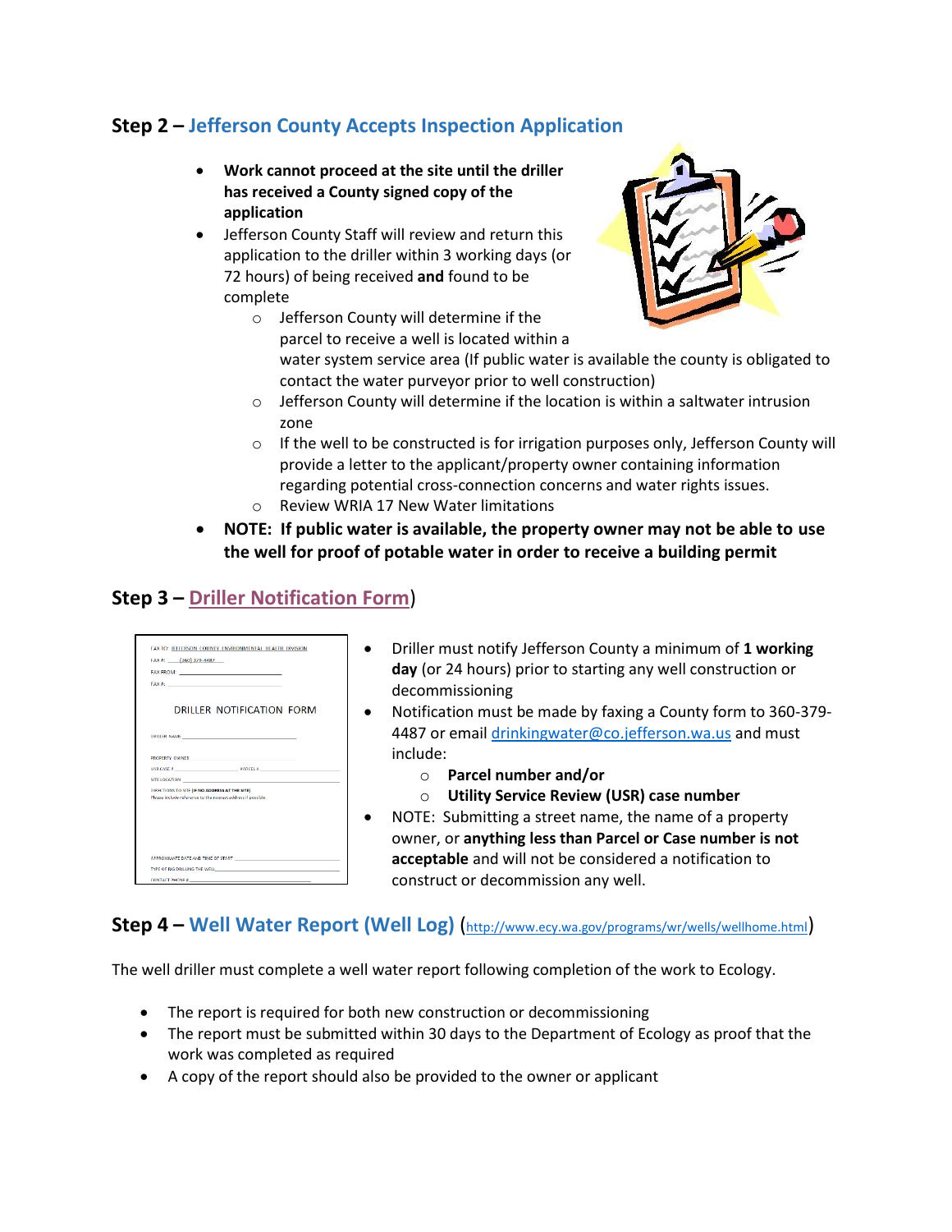## Step 2 – Jefferson County Accepts Inspection Application

- **Work cannot proceed at the site until the driller has received a County signed copy of the application**
- Jefferson County Staff will review and return this application to the driller within 3 working days (or 72 hours) of being received **and** found to be complete
  - Jefferson County will determine if the parcel to receive a well is located within a water system service area (If public water is available the county is obligated to contact the water purveyor prior to well construction)
  - Jefferson County will determine if the location is within a saltwater intrusion zone
  - If the well to be constructed is for irrigation purposes only, Jefferson County will provide a letter to the applicant/property owner containing information regarding potential cross-connection concerns and water rights issues.
  - Review WRIA 17 New Water limitations
- **NOTE: If public water is available, the property owner may not be able to use the well for proof of potable water in order to receive a building permit**

## Step 3 – Driller Notification Form)

- Driller must notify Jefferson County a minimum of **1 working day** (or 24 hours) prior to starting any well construction or decommissioning
- Notification must be made by faxing a County form to 360-379-4487 or email drinkingwater@co.jefferson.wa.us and must include:
  - **Parcel number and/or**
  - **Utility Service Review (USR) case number**
- NOTE: Submitting a street name, the name of a property owner, or **anything less than Parcel or Case number is not acceptable** and will not be considered a notification to construct or decommission any well.

## Step 4 – Well Water Report (Well Log) (http://www.ecy.wa.gov/programs/wr/wells/wellhome.html)

The well driller must complete a well water report following completion of the work to Ecology.

- The report is required for both new construction or decommissioning
- The report must be submitted within 30 days to the Department of Ecology as proof that the work was completed as required
- A copy of the report should also be provided to the owner or applicant